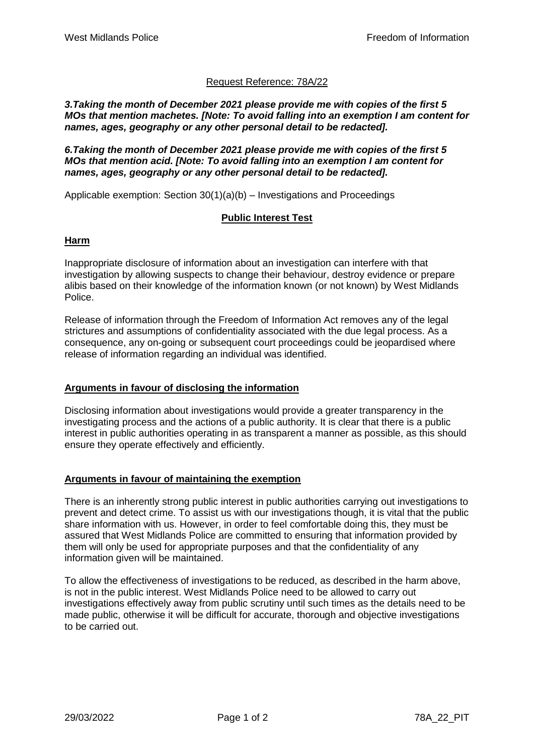Request Reference: 78A/22

***3.Taking the month of December 2021 please provide me with copies of the first 5 MOs that mention machetes. [Note: To avoid falling into an exemption I am content for names, ages, geography or any other personal detail to be redacted].***

***6.Taking the month of December 2021 please provide me with copies of the first 5 MOs that mention acid. [Note: To avoid falling into an exemption I am content for names, ages, geography or any other personal detail to be redacted].***

Applicable exemption: Section 30(1)(a)(b) – Investigations and Proceedings

## Public Interest Test

### Harm

Inappropriate disclosure of information about an investigation can interfere with that investigation by allowing suspects to change their behaviour, destroy evidence or prepare alibis based on their knowledge of the information known (or not known) by West Midlands Police.

Release of information through the Freedom of Information Act removes any of the legal strictures and assumptions of confidentiality associated with the due legal process. As a consequence, any on-going or subsequent court proceedings could be jeopardised where release of information regarding an individual was identified.

### Arguments in favour of disclosing the information

Disclosing information about investigations would provide a greater transparency in the investigating process and the actions of a public authority. It is clear that there is a public interest in public authorities operating in as transparent a manner as possible, as this should ensure they operate effectively and efficiently.

### Arguments in favour of maintaining the exemption

There is an inherently strong public interest in public authorities carrying out investigations to prevent and detect crime. To assist us with our investigations though, it is vital that the public share information with us. However, in order to feel comfortable doing this, they must be assured that West Midlands Police are committed to ensuring that information provided by them will only be used for appropriate purposes and that the confidentiality of any information given will be maintained.

To allow the effectiveness of investigations to be reduced, as described in the harm above, is not in the public interest. West Midlands Police need to be allowed to carry out investigations effectively away from public scrutiny until such times as the details need to be made public, otherwise it will be difficult for accurate, thorough and objective investigations to be carried out.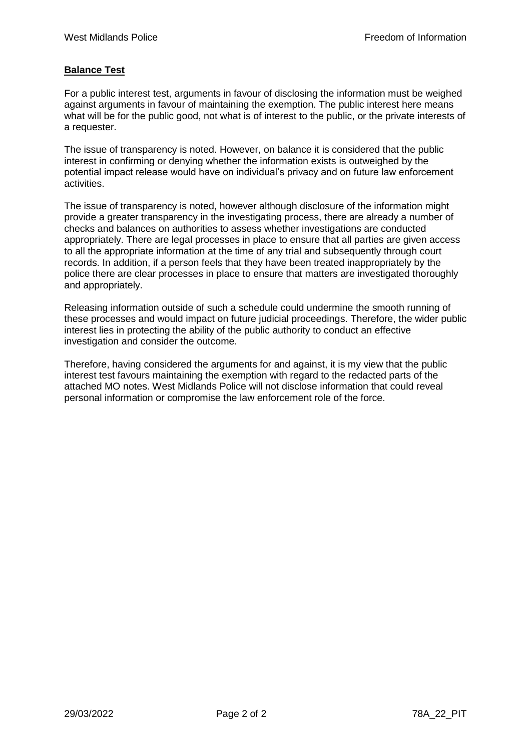**Balance Test**

For a public interest test, arguments in favour of disclosing the information must be weighed against arguments in favour of maintaining the exemption. The public interest here means what will be for the public good, not what is of interest to the public, or the private interests of a requester.

The issue of transparency is noted. However, on balance it is considered that the public interest in confirming or denying whether the information exists is outweighed by the potential impact release would have on individual's privacy and on future law enforcement activities.

The issue of transparency is noted, however although disclosure of the information might provide a greater transparency in the investigating process, there are already a number of checks and balances on authorities to assess whether investigations are conducted appropriately. There are legal processes in place to ensure that all parties are given access to all the appropriate information at the time of any trial and subsequently through court records. In addition, if a person feels that they have been treated inappropriately by the police there are clear processes in place to ensure that matters are investigated thoroughly and appropriately.

Releasing information outside of such a schedule could undermine the smooth running of these processes and would impact on future judicial proceedings. Therefore, the wider public interest lies in protecting the ability of the public authority to conduct an effective investigation and consider the outcome.

Therefore, having considered the arguments for and against, it is my view that the public interest test favours maintaining the exemption with regard to the redacted parts of the attached MO notes. West Midlands Police will not disclose information that could reveal personal information or compromise the law enforcement role of the force.